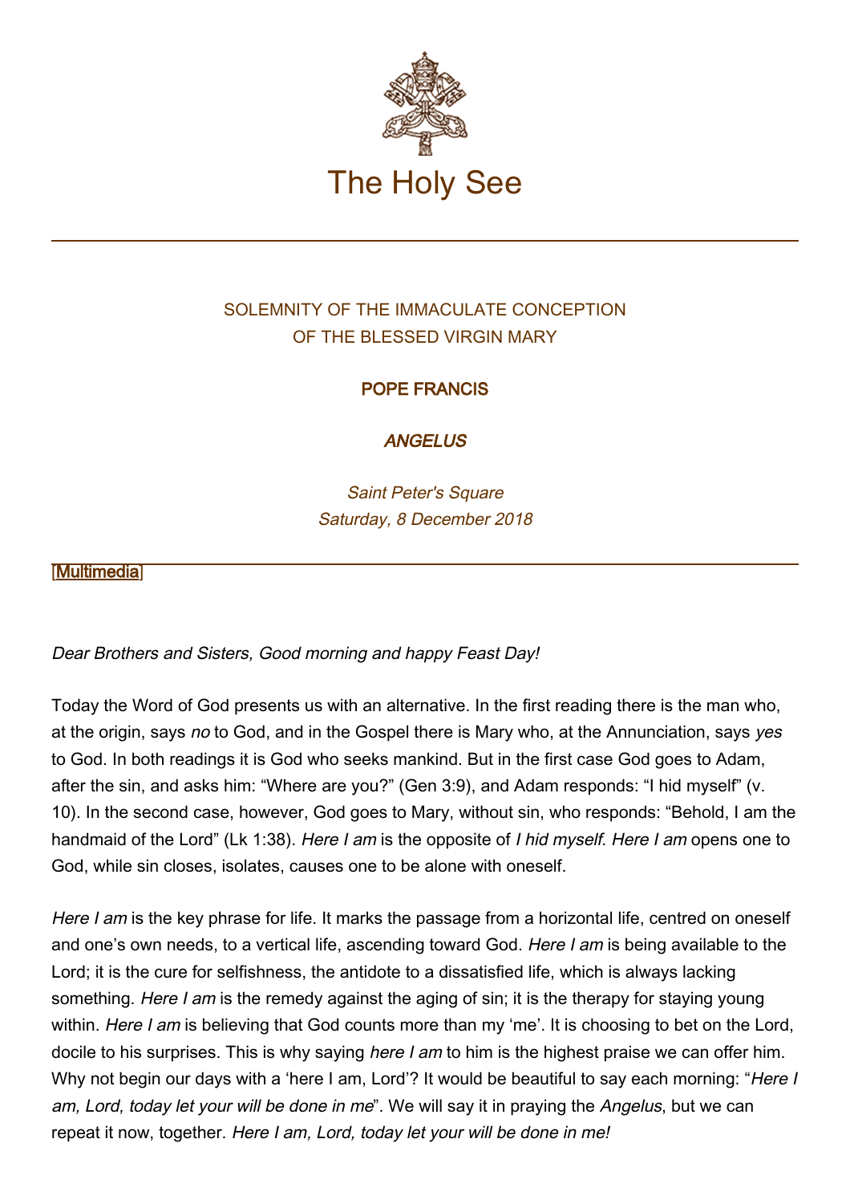# The Holy See

SOLEMNITY OF THE IMMACULATE CONCEPTION
OF THE BLESSED VIRGIN MARY

**POPE FRANCIS**

***ANGELUS***

*Saint Peter's Square*
*Saturday, 8 December 2018*

[Multimedia]

*Dear Brothers and Sisters, Good morning and happy Feast Day!*

Today the Word of God presents us with an alternative. In the first reading there is the man who, at the origin, says *no* to God, and in the Gospel there is Mary who, at the Annunciation, says *yes* to God. In both readings it is God who seeks mankind. But in the first case God goes to Adam, after the sin, and asks him: "Where are you?" (Gen 3:9), and Adam responds: "I hid myself" (v. 10). In the second case, however, God goes to Mary, without sin, who responds: "Behold, I am the handmaid of the Lord" (Lk 1:38). *Here I am* is the opposite of *I hid myself*. *Here I am* opens one to God, while sin closes, isolates, causes one to be alone with oneself.

*Here I am* is the key phrase for life. It marks the passage from a horizontal life, centred on oneself and one's own needs, to a vertical life, ascending toward God. *Here I am* is being available to the Lord; it is the cure for selfishness, the antidote to a dissatisfied life, which is always lacking something. *Here I am* is the remedy against the aging of sin; it is the therapy for staying young within. *Here I am* is believing that God counts more than my 'me'. It is choosing to bet on the Lord, docile to his surprises. This is why saying *here I am* to him is the highest praise we can offer him. Why not begin our days with a 'here I am, Lord'? It would be beautiful to say each morning: "*Here I am, Lord, today let your will be done in me*". We will say it in praying the *Angelus*, but we can repeat it now, together. *Here I am, Lord, today let your will be done in me!*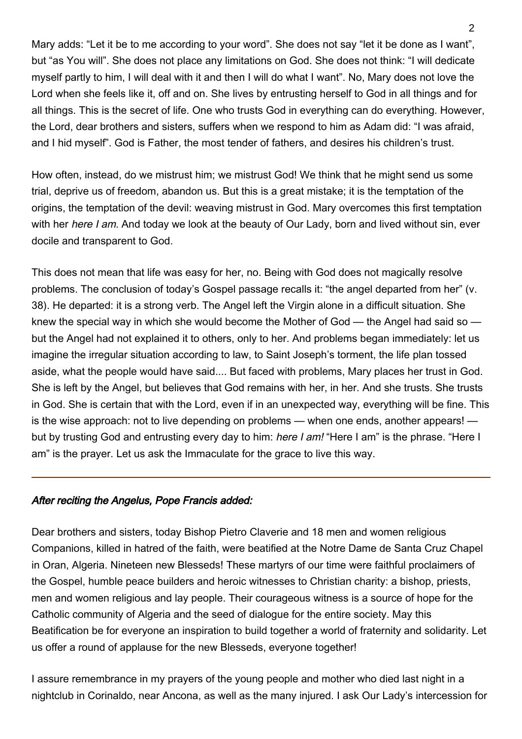Mary adds: "Let it be to me according to your word". She does not say "let it be done as I want", but "as You will". She does not place any limitations on God. She does not think: "I will dedicate myself partly to him, I will deal with it and then I will do what I want". No, Mary does not love the Lord when she feels like it, off and on. She lives by entrusting herself to God in all things and for all things. This is the secret of life. One who trusts God in everything can do everything. However, the Lord, dear brothers and sisters, suffers when we respond to him as Adam did: "I was afraid, and I hid myself". God is Father, the most tender of fathers, and desires his children's trust.

How often, instead, do we mistrust him; we mistrust God! We think that he might send us some trial, deprive us of freedom, abandon us. But this is a great mistake; it is the temptation of the origins, the temptation of the devil: weaving mistrust in God. Mary overcomes this first temptation with her *here I am*. And today we look at the beauty of Our Lady, born and lived without sin, ever docile and transparent to God.

This does not mean that life was easy for her, no. Being with God does not magically resolve problems. The conclusion of today's Gospel passage recalls it: "the angel departed from her" (v. 38). He departed: it is a strong verb. The Angel left the Virgin alone in a difficult situation. She knew the special way in which she would become the Mother of God — the Angel had said so — but the Angel had not explained it to others, only to her. And problems began immediately: let us imagine the irregular situation according to law, to Saint Joseph's torment, the life plan tossed aside, what the people would have said.... But faced with problems, Mary places her trust in God. She is left by the Angel, but believes that God remains with her, in her. And she trusts. She trusts in God. She is certain that with the Lord, even if in an unexpected way, everything will be fine. This is the wise approach: not to live depending on problems — when one ends, another appears! — but by trusting God and entrusting every day to him: *here I am!* "Here I am" is the phrase. "Here I am" is the prayer. Let us ask the Immaculate for the grace to live this way.

---

***After reciting the Angelus, Pope Francis added:***

Dear brothers and sisters, today Bishop Pietro Claverie and 18 men and women religious Companions, killed in hatred of the faith, were beatified at the Notre Dame de Santa Cruz Chapel in Oran, Algeria. Nineteen new Blesseds! These martyrs of our time were faithful proclaimers of the Gospel, humble peace builders and heroic witnesses to Christian charity: a bishop, priests, men and women religious and lay people. Their courageous witness is a source of hope for the Catholic community of Algeria and the seed of dialogue for the entire society. May this Beatification be for everyone an inspiration to build together a world of fraternity and solidarity. Let us offer a round of applause for the new Blesseds, everyone together!

I assure remembrance in my prayers of the young people and mother who died last night in a nightclub in Corinaldo, near Ancona, as well as the many injured. I ask Our Lady's intercession for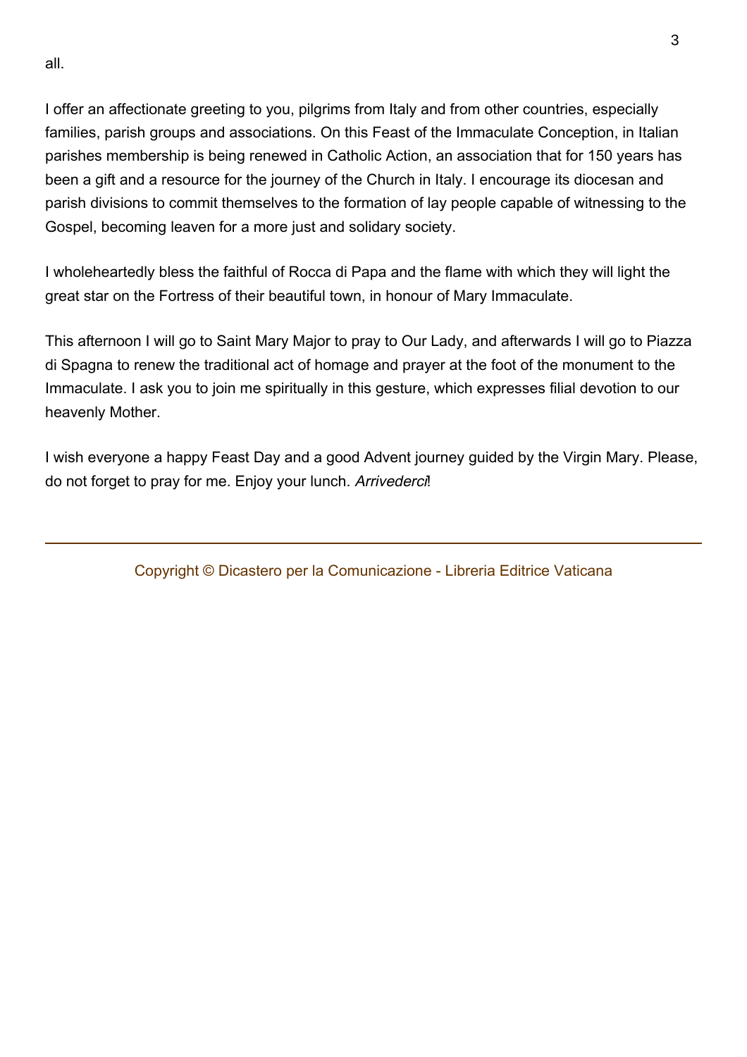all.

I offer an affectionate greeting to you, pilgrims from Italy and from other countries, especially families, parish groups and associations. On this Feast of the Immaculate Conception, in Italian parishes membership is being renewed in Catholic Action, an association that for 150 years has been a gift and a resource for the journey of the Church in Italy. I encourage its diocesan and parish divisions to commit themselves to the formation of lay people capable of witnessing to the Gospel, becoming leaven for a more just and solidary society.

I wholeheartedly bless the faithful of Rocca di Papa and the flame with which they will light the great star on the Fortress of their beautiful town, in honour of Mary Immaculate.

This afternoon I will go to Saint Mary Major to pray to Our Lady, and afterwards I will go to Piazza di Spagna to renew the traditional act of homage and prayer at the foot of the monument to the Immaculate. I ask you to join me spiritually in this gesture, which expresses filial devotion to our heavenly Mother.

I wish everyone a happy Feast Day and a good Advent journey guided by the Virgin Mary. Please, do not forget to pray for me. Enjoy your lunch. *Arrivederci*!

---

Copyright © Dicastero per la Comunicazione - Libreria Editrice Vaticana